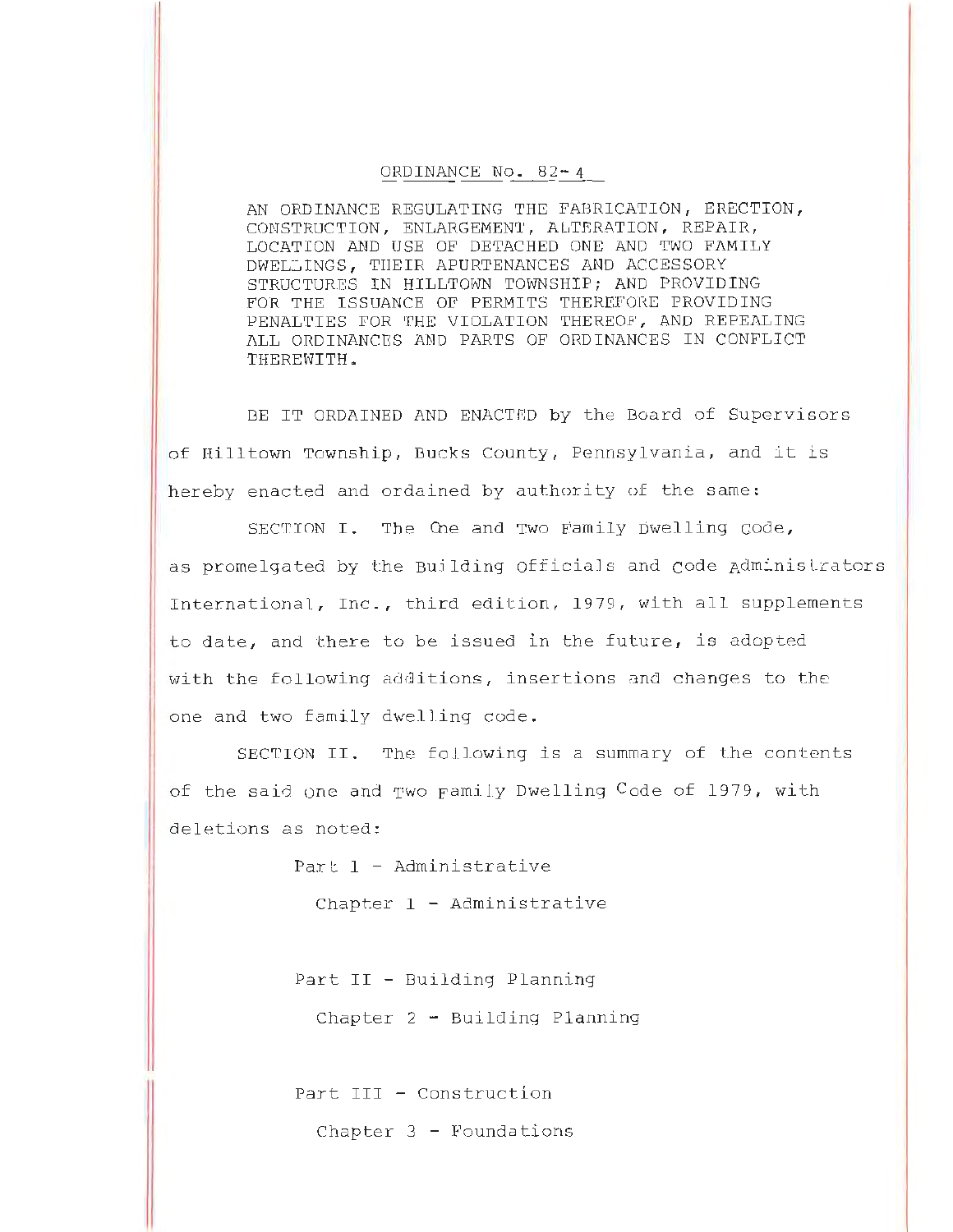## ORDINANCE No. 82-4

AN ORDINANCE REGULATING THE FABRICATION, ERECTION, CONSTRUCTION, ENLARGEMENT, ALTERATION, REPAIR, LOCATION AND USE OF DETACHED ONE AND TWO FAMILY DWELLINGS, THEIR APURTENANCES AND ACCESSORY STRUCTURES IN HILLTOWN TOWNSHIP; AND PROVIDING FOR THE ISSUANCE OF PERMITS THEREFORE PROVIDING PENALTIES FOR THE VIOLATION THEREOF, AND REPEALING ALL ORDINANCES AND PARTS OF ORDINANCES IN CONFLICT THEREWITH.

BE IT ORDAINED AND ENACTED by the Board of Supervisors of Hilltown Township, Bucks County, Pennsylvania, and it is hereby enacted and ordained by authority of the same:

SECTION I. The One and Two Family Dwelling Code, as promelgated by the Building Officials and Code Administrators International, Inc., third edition, 1979, with all supplements to date, and there to be issued in the future, is adopted with the following additions, insertions and changes to the one and two family dwelling code.

SECTION II. The following is a summary of the contents of the said One and Two Family Dwelling Code of 1979, with deletions as noted:

Part 1 - Administrative

Chapter 1 - Administrative

Part II - Building Planning

Chapter 2 - Building Planning

Part III - Construction

Chapter 3 - Foundations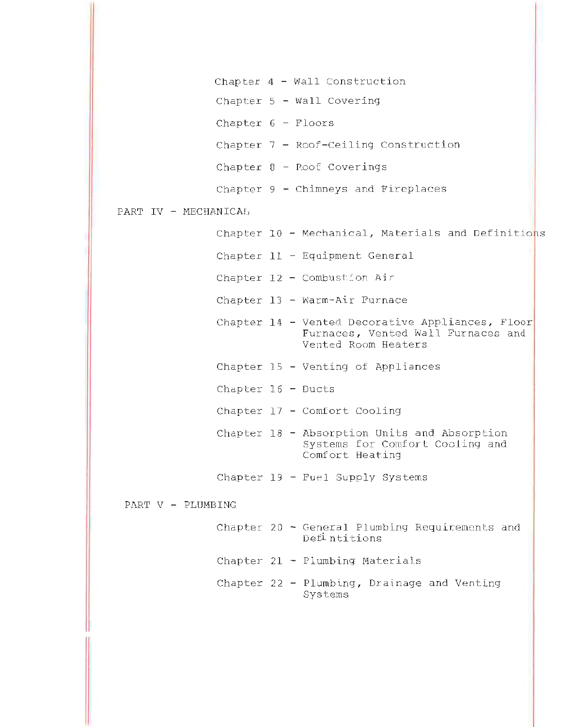Chapter 4 - Wall Construction

Chapter 5 - Wall Covering

Chapter 6 - Floors

Chapter 7 - Roof-Ceiling Construction

Chapter 8 - Roof Coverings

Chapter 9 - Chimneys and Fireplaces

PART IV - MECHANICAL

Chapter 10 - Mechanical, Materials and Definitions

Chapter 11 - Equipment General

Chapter 12 - Combustion Air

Chapter 13 - Warm-Air Furnace

Chapter 14 - Vented Decorative Appliances, Floor Furnaces, Vented Wall Furnaces and Vented Room Heaters

Chapter 15 - Venting of Appliances

Chapter 16 - Ducts

Chapter 17 - Comfort Cooling

Chapter 18 - Absorption Units and Absorption Systems for Comfort Cooling and Comfort Heating

Chapter 19 - Fuel Supply Systems

PART V - PLUMBING

Chapter 20 - General Plumbing Requirements and Defintitions

Chapter 21 - Plumbing Materials

Chapter 22 - Plumbing, Drainage and Venting Systems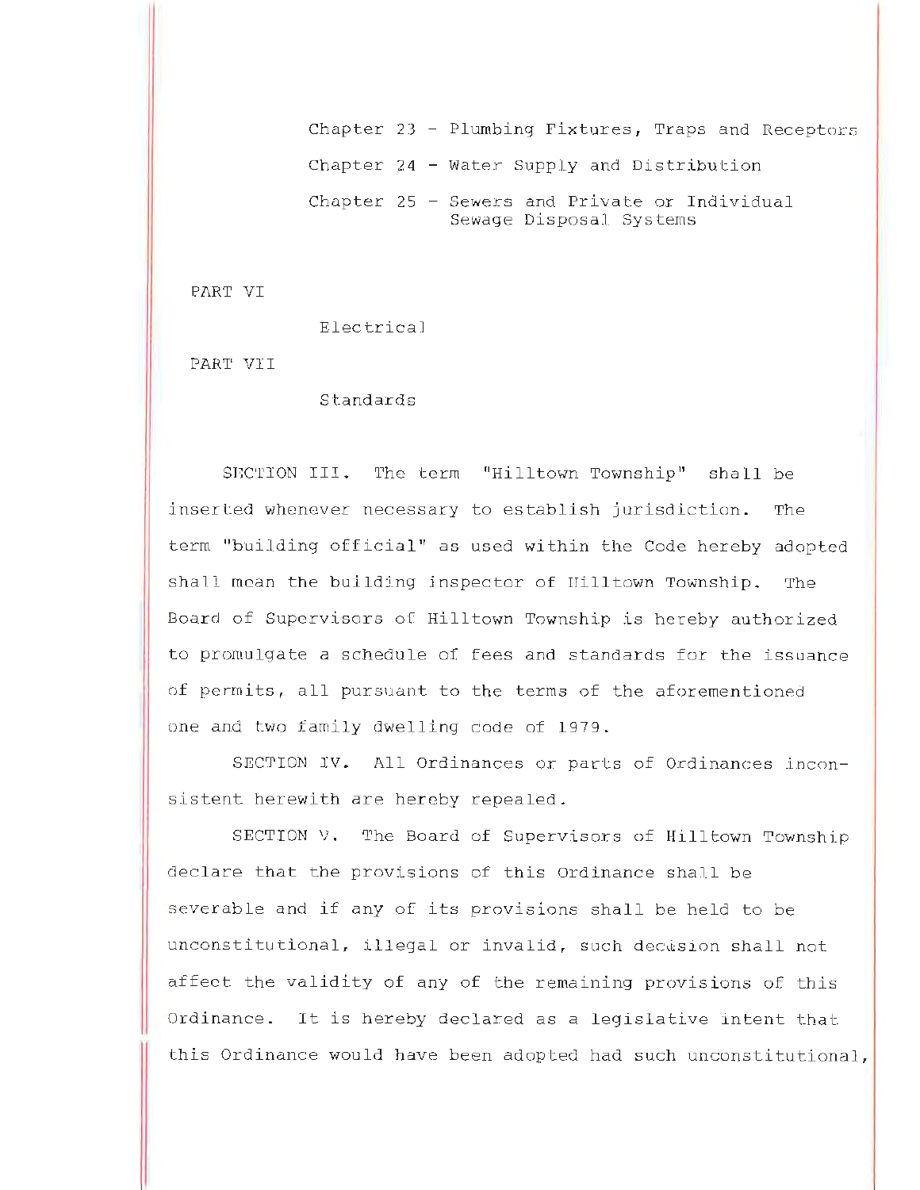Chapter 23 - Plumbing Fixtures, Traps and Receptors

Chapter 24 - Water Supply and Distribution

Chapter 25 - Sewers and Private or Individual Sewage Disposal Systems

PART VI

Electrical

PART VII

Standards

SECTION III. The term "Hilltown Township" shall be inserted whenever necessary to establish jurisdiction. The term "building official" as used within the Code hereby adopted shall mean the building inspector of Hilltown Township. The Board of Supervisors of Hilltown Township is hereby authorized to promulgate a schedule of fees and standards for the issuance of permits, all pursuant to the terms of the aforementioned one and two family dwelling code of 1979.

SECTION IV. All Ordinances or parts of Ordinances inconsistent herewith are hereby repealed.

SECTION V. The Board of Supervisors of Hilltown Township declare that the provisions of this Ordinance shall be severable and if any of its provisions shall be held to be unconstitutional, illegal or invalid, such decision shall not affect the validity of any of the remaining provisions of this Ordinance. It is hereby declared as a legislative intent that this Ordinance would have been adopted had such unconstitutional,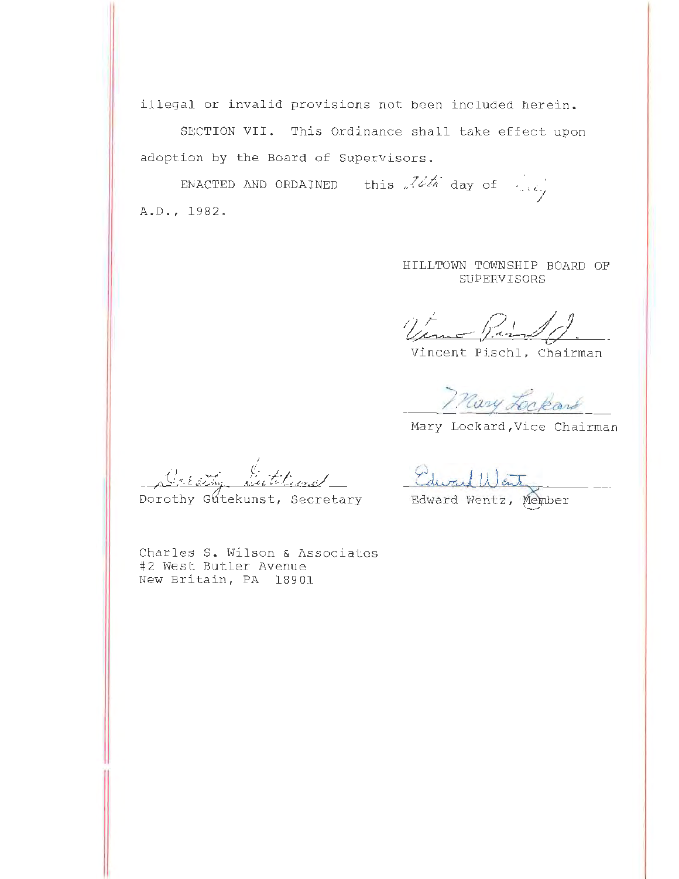illegal or invalid provisions not been included herein.

SECTION VII. This Ordinance shall take effect upon adoption by the Board of Supervisors.

ENACTED AND ORDAINED this 26th day of July A.D., 1982.

HILLTOWN TOWNSHIP BOARD OF SUPERVISORS

Vincent Pischl, Chairman

Mary Lockard, Vice Chairman

Dorothy Gutekunst, Secretary

Edward Wentz, Member

Charles S. Wilson & Associates
#2 West Butler Avenue
New Britain, PA 18901